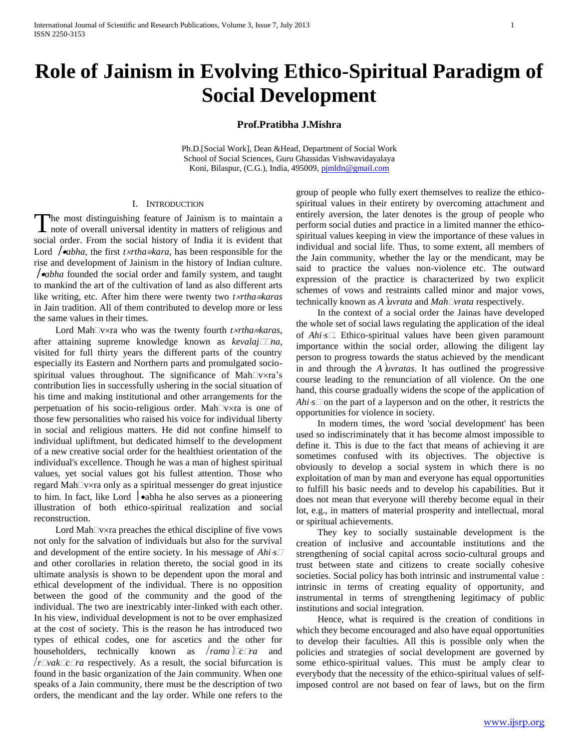# Role of Jainism in Evolving Ethico-Spiritual Paradigm of Social Development

**Prof.Pratibha J.Mishra**

Ph.D.[Social Work], Dean &Head, Department of Social Work
School of Social Sciences, Guru Ghassidas Vishwavidayalaya
Koni, Bilaspur, (C.G.), India, 495009, pjmldn@gmail.com

## I. Introduction

The most distinguishing feature of Jainism is to maintain a note of overall universal identity in matters of religious and social order. From the social history of India it is evident that Lord */•abha*, the first *t×rtha≡kara*, has been responsible for the rise and development of Jainism in the history of Indian culture. */•abha* founded the social order and family system, and taught to mankind the art of the cultivation of land as also different arts like writing, etc. After him there were twenty two *t×rtha≡karas* in Jain tradition. All of them contributed to develop more or less the same values in their times.

Lord Mah□v×ra who was the twenty fourth *t×rtha≡karas*, after attaining supreme knowledge known as *kevalaj□□na*, visited for full thirty years the different parts of the country especially its Eastern and Northern parts and promulgated socio-spiritual values throughout. The significance of Mah□v×ra's contribution lies in successfully ushering in the social situation of his time and making institutional and other arrangements for the perpetuation of his socio-religious order. Mah□v×ra is one of those few personalities who raised his voice for individual liberty in social and religious matters. He did not confine himself to individual upliftment, but dedicated himself to the development of a new creative social order for the healthiest orientation of the individual's excellence. Though he was a man of highest spiritual values, yet social values got his fullest attention. Those who regard Mah□v×ra only as a spiritual messenger do great injustice to him. In fact, like Lord |•abha he also serves as a pioneering illustration of both ethico-spiritual realization and social reconstruction.

Lord Mah□v×ra preaches the ethical discipline of five vows not only for the salvation of individuals but also for the survival and development of the entire society. In his message of *Ahi·s□* and other corollaries in relation thereto, the social good in its ultimate analysis is shown to be dependent upon the moral and ethical development of the individual. There is no opposition between the good of the community and the good of the individual. The two are inextricably inter-linked with each other. In his view, individual development is not to be over emphasized at the cost of society. This is the reason he has introduced two types of ethical codes, one for ascetics and the other for householders, technically known as */rama⟩□c□ra* and */r□vak□c□ra* respectively. As a result, the social bifurcation is found in the basic organization of the Jain community. When one speaks of a Jain community, there must be the description of two orders, the mendicant and the lay order. While one refers to the group of people who fully exert themselves to realize the ethico-spiritual values in their entirety by overcoming attachment and entirely aversion, the later denotes is the group of people who perform social duties and practice in a limited manner the ethico-spiritual values keeping in view the importance of these values in individual and social life. Thus, to some extent, all members of the Jain community, whether the lay or the mendicant, may be said to practice the values non-violence etc. The outward expression of the practice is characterized by two explicit schemes of vows and restraints called minor and major vows, technically known as *A⟩uvrata* and *Mah□vrata* respectively.

In the context of a social order the Jainas have developed the whole set of social laws regulating the application of the ideal of *Ahi·s□*. Ethico-spiritual values have been given paramount importance within the social order, allowing the diligent lay person to progress towards the status achieved by the mendicant in and through the *A⟩uvratas*. It has outlined the progressive course leading to the renunciation of all violence. On the one hand, this course gradually widens the scope of the application of *Ahi·s□* on the part of a layperson and on the other, it restricts the opportunities for violence in society.

In modern times, the word 'social development' has been used so indiscriminately that it has become almost impossible to define it. This is due to the fact that means of achieving it are sometimes confused with its objectives. The objective is obviously to develop a social system in which there is no exploitation of man by man and everyone has equal opportunities to fulfill his basic needs and to develop his capabilities. But it does not mean that everyone will thereby become equal in their lot, e.g., in matters of material prosperity and intellectual, moral or spiritual achievements.

They key to socially sustainable development is the creation of inclusive and accountable institutions and the strengthening of social capital across socio-cultural groups and trust between state and citizens to create socially cohesive societies. Social policy has both intrinsic and instrumental value : intrinsic in terms of creating equality of opportunity, and instrumental in terms of strengthening legitimacy of public institutions and social integration.

Hence, what is required is the creation of conditions in which they become encouraged and also have equal opportunities to develop their faculties. All this is possible only when the policies and strategies of social development are governed by some ethico-spiritual values. This must be amply clear to everybody that the necessity of the ethico-spiritual values of self-imposed control are not based on fear of laws, but on the firm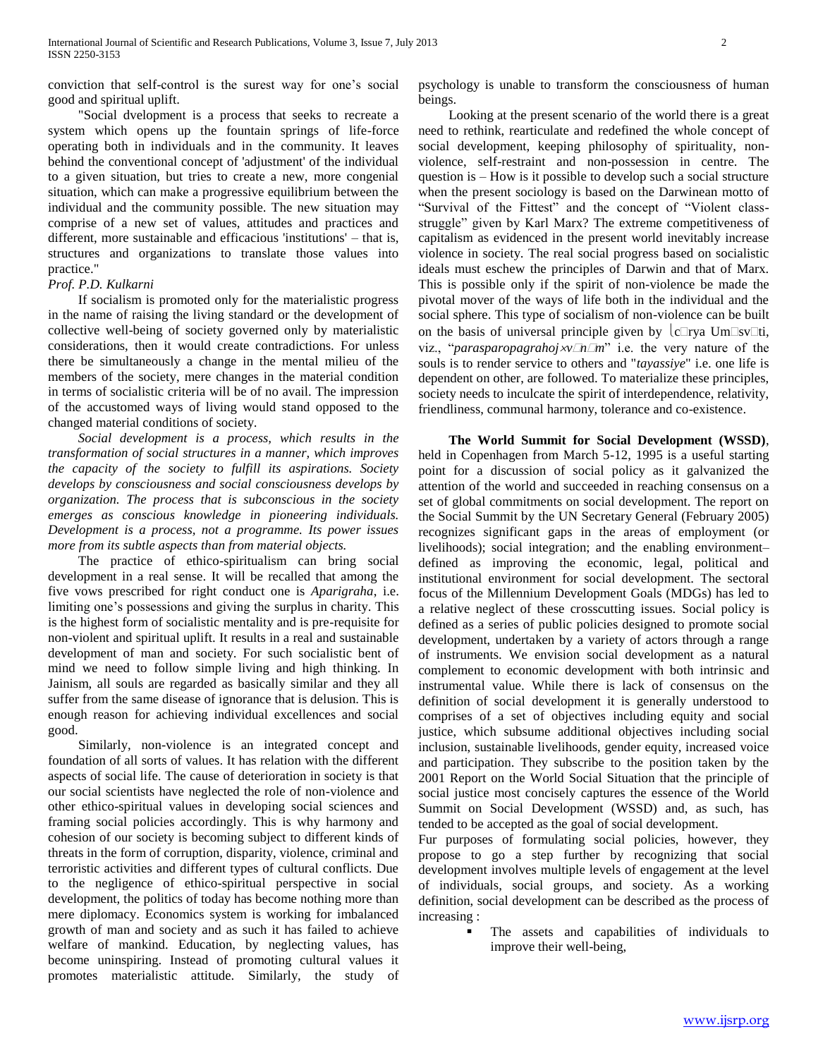conviction that self-control is the surest way for one's social good and spiritual uplift.

"Social dvelopment is a process that seeks to recreate a system which opens up the fountain springs of life-force operating both in individuals and in the community. It leaves behind the conventional concept of 'adjustment' of the individual to a given situation, but tries to create a new, more congenial situation, which can make a progressive equilibrium between the individual and the community possible. The new situation may comprise of a new set of values, attitudes and practices and different, more sustainable and efficacious 'institutions' – that is, structures and organizations to translate those values into practice."

*Prof. P.D. Kulkarni*

If socialism is promoted only for the materialistic progress in the name of raising the living standard or the development of collective well-being of society governed only by materialistic considerations, then it would create contradictions. For unless there be simultaneously a change in the mental milieu of the members of the society, mere changes in the material condition in terms of socialistic criteria will be of no avail. The impression of the accustomed ways of living would stand opposed to the changed material conditions of society.

*Social development is a process, which results in the transformation of social structures in a manner, which improves the capacity of the society to fulfill its aspirations. Society develops by consciousness and social consciousness develops by organization. The process that is subconscious in the society emerges as conscious knowledge in pioneering individuals. Development is a process, not a programme. Its power issues more from its subtle aspects than from material objects.*

The practice of ethico-spiritualism can bring social development in a real sense. It will be recalled that among the five vows prescribed for right conduct one is *Aparigraha*, i.e. limiting one's possessions and giving the surplus in charity. This is the highest form of socialistic mentality and is pre-requisite for non-violent and spiritual uplift. It results in a real and sustainable development of man and society. For such socialistic bent of mind we need to follow simple living and high thinking. In Jainism, all souls are regarded as basically similar and they all suffer from the same disease of ignorance that is delusion. This is enough reason for achieving individual excellences and social good.

Similarly, non-violence is an integrated concept and foundation of all sorts of values. It has relation with the different aspects of social life. The cause of deterioration in society is that our social scientists have neglected the role of non-violence and other ethico-spiritual values in developing social sciences and framing social policies accordingly. This is why harmony and cohesion of our society is becoming subject to different kinds of threats in the form of corruption, disparity, violence, criminal and terroristic activities and different types of cultural conflicts. Due to the negligence of ethico-spiritual perspective in social development, the politics of today has become nothing more than mere diplomacy. Economics system is working for imbalanced growth of man and society and as such it has failed to achieve welfare of mankind. Education, by neglecting values, has become uninspiring. Instead of promoting cultural values it promotes materialistic attitude. Similarly, the study of psychology is unable to transform the consciousness of human beings.

Looking at the present scenario of the world there is a great need to rethink, rearticulate and redefined the whole concept of social development, keeping philosophy of spirituality, non-violence, self-restraint and non-possession in centre. The question is – How is it possible to develop such a social structure when the present sociology is based on the Darwinean motto of "Survival of the Fittest" and the concept of "Violent class-struggle" given by Karl Marx? The extreme competitiveness of capitalism as evidenced in the present world inevitably increase violence in society. The real social progress based on socialistic ideals must eschew the principles of Darwin and that of Marx. This is possible only if the spirit of non-violence be made the pivotal mover of the ways of life both in the individual and the social sphere. This type of socialism of non-violence can be built on the basis of universal principle given by ⌊c□rya Um□sv□ti, viz., "*parasparopagrahoj×v□n□m*" i.e. the very nature of the souls is to render service to others and "*tayassiye*" i.e. one life is dependent on other, are followed. To materialize these principles, society needs to inculcate the spirit of interdependence, relativity, friendliness, communal harmony, tolerance and co-existence.

**The World Summit for Social Development (WSSD)**, held in Copenhagen from March 5-12, 1995 is a useful starting point for a discussion of social policy as it galvanized the attention of the world and succeeded in reaching consensus on a set of global commitments on social development. The report on the Social Summit by the UN Secretary General (February 2005) recognizes significant gaps in the areas of employment (or livelihoods); social integration; and the enabling environment– defined as improving the economic, legal, political and institutional environment for social development. The sectoral focus of the Millennium Development Goals (MDGs) has led to a relative neglect of these crosscutting issues. Social policy is defined as a series of public policies designed to promote social development, undertaken by a variety of actors through a range of instruments. We envision social development as a natural complement to economic development with both intrinsic and instrumental value. While there is lack of consensus on the definition of social development it is generally understood to comprises of a set of objectives including equity and social justice, which subsume additional objectives including social inclusion, sustainable livelihoods, gender equity, increased voice and participation. They subscribe to the position taken by the 2001 Report on the World Social Situation that the principle of social justice most concisely captures the essence of the World Summit on Social Development (WSSD) and, as such, has tended to be accepted as the goal of social development.

Fur purposes of formulating social policies, however, they propose to go a step further by recognizing that social development involves multiple levels of engagement at the level of individuals, social groups, and society. As a working definition, social development can be described as the process of increasing :

- The assets and capabilities of individuals to improve their well-being,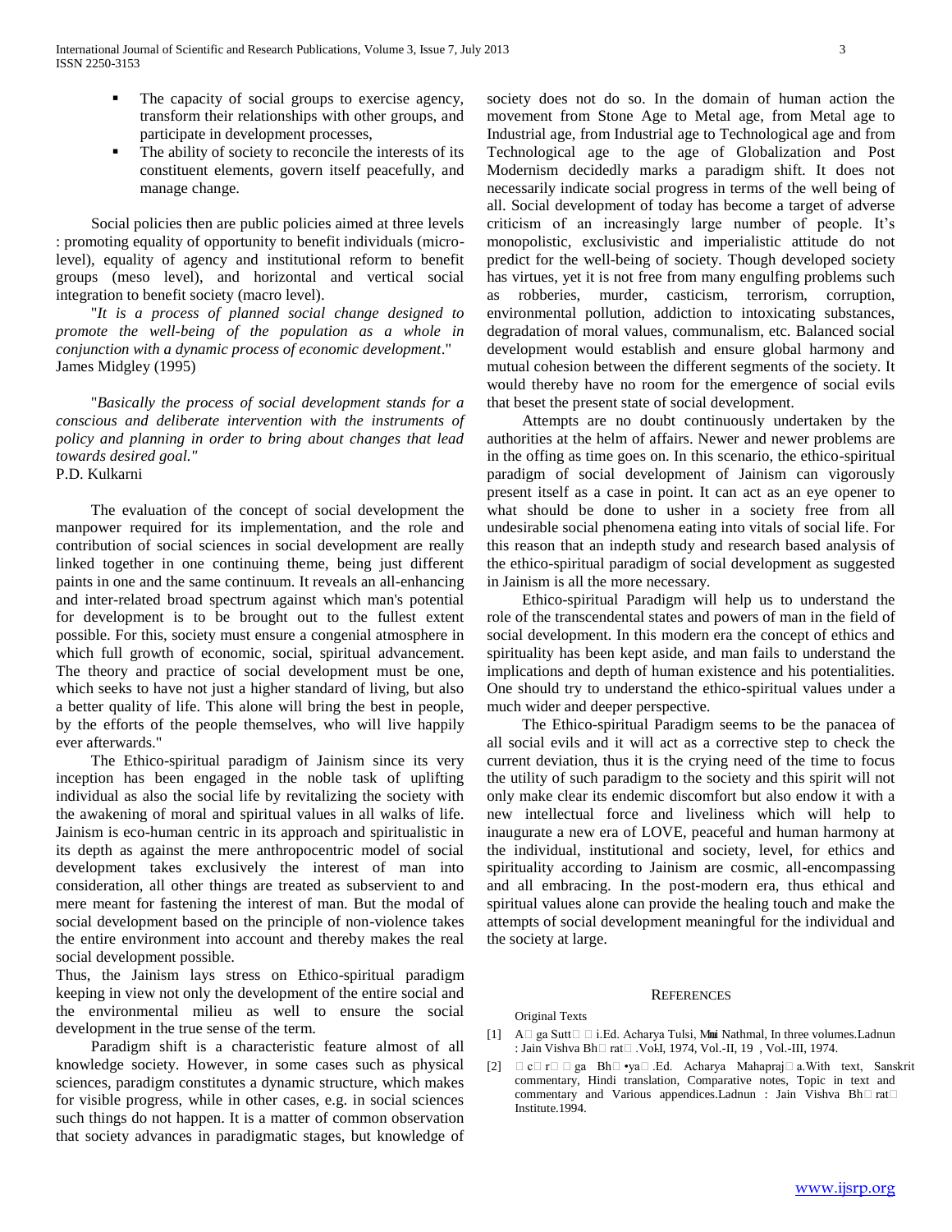- The capacity of social groups to exercise agency, transform their relationships with other groups, and participate in development processes,
- The ability of society to reconcile the interests of its constituent elements, govern itself peacefully, and manage change.

Social policies then are public policies aimed at three levels : promoting equality of opportunity to benefit individuals (micro-level), equality of agency and institutional reform to benefit groups (meso level), and horizontal and vertical social integration to benefit society (macro level).

"*It is a process of planned social change designed to promote the well-being of the population as a whole in conjunction with a dynamic process of economic development*." James Midgley (1995)

"*Basically the process of social development stands for a conscious and deliberate intervention with the instruments of policy and planning in order to bring about changes that lead towards desired goal."*
P.D. Kulkarni

The evaluation of the concept of social development the manpower required for its implementation, and the role and contribution of social sciences in social development are really linked together in one continuing theme, being just different paints in one and the same continuum. It reveals an all-enhancing and inter-related broad spectrum against which man's potential for development is to be brought out to the fullest extent possible. For this, society must ensure a congenial atmosphere in which full growth of economic, social, spiritual advancement. The theory and practice of social development must be one, which seeks to have not just a higher standard of living, but also a better quality of life. This alone will bring the best in people, by the efforts of the people themselves, who will live happily ever afterwards."

The Ethico-spiritual paradigm of Jainism since its very inception has been engaged in the noble task of uplifting individual as also the social life by revitalizing the society with the awakening of moral and spiritual values in all walks of life. Jainism is eco-human centric in its approach and spiritualistic in its depth as against the mere anthropocentric model of social development takes exclusively the interest of man into consideration, all other things are treated as subservient to and mere meant for fastening the interest of man. But the modal of social development based on the principle of non-violence takes the entire environment into account and thereby makes the real social development possible.

Thus, the Jainism lays stress on Ethico-spiritual paradigm keeping in view not only the development of the entire social and the environmental milieu as well to ensure the social development in the true sense of the term.

Paradigm shift is a characteristic feature almost of all knowledge society. However, in some cases such as physical sciences, paradigm constitutes a dynamic structure, which makes for visible progress, while in other cases, e.g. in social sciences such things do not happen. It is a matter of common observation that society advances in paradigmatic stages, but knowledge of society does not do so. In the domain of human action the movement from Stone Age to Metal age, from Metal age to Industrial age, from Industrial age to Technological age and from Technological age to the age of Globalization and Post Modernism decidedly marks a paradigm shift. It does not necessarily indicate social progress in terms of the well being of all. Social development of today has become a target of adverse criticism of an increasingly large number of people. It's monopolistic, exclusivistic and imperialistic attitude do not predict for the well-being of society. Though developed society has virtues, yet it is not free from many engulfing problems such as robberies, murder, casticism, terrorism, corruption, environmental pollution, addiction to intoxicating substances, degradation of moral values, communalism, etc. Balanced social development would establish and ensure global harmony and mutual cohesion between the different segments of the society. It would thereby have no room for the emergence of social evils that beset the present state of social development.

Attempts are no doubt continuously undertaken by the authorities at the helm of affairs. Newer and newer problems are in the offing as time goes on. In this scenario, the ethico-spiritual paradigm of social development of Jainism can vigorously present itself as a case in point. It can act as an eye opener to what should be done to usher in a society free from all undesirable social phenomena eating into vitals of social life. For this reason that an indepth study and research based analysis of the ethico-spiritual paradigm of social development as suggested in Jainism is all the more necessary.

Ethico-spiritual Paradigm will help us to understand the role of the transcendental states and powers of man in the field of social development. In this modern era the concept of ethics and spirituality has been kept aside, and man fails to understand the implications and depth of human existence and his potentialities. One should try to understand the ethico-spiritual values under a much wider and deeper perspective.

The Ethico-spiritual Paradigm seems to be the panacea of all social evils and it will act as a corrective step to check the current deviation, thus it is the crying need of the time to focus the utility of such paradigm to the society and this spirit will not only make clear its endemic discomfort but also endow it with a new intellectual force and liveliness which will help to inaugurate a new era of LOVE, peaceful and human harmony at the individual, institutional and society, level, for ethics and spirituality according to Jainism are cosmic, all-encompassing and all embracing. In the post-modern era, thus ethical and spiritual values alone can provide the healing touch and make the attempts of social development meaningful for the individual and the society at large.

## REFERENCES

Original Texts

[1] A ga Sutt i.Ed. Acharya Tulsi, Muni Nathmal, In three volumes.Ladnun : Jain Vishva Bh rat .Vol-I, 1974, Vol.-II, 19 , Vol.-III, 1974.

[2] c r ga Bh •ya .Ed. Acharya Mahapraj a.With text, Sanskrit commentary, Hindi translation, Comparative notes, Topic in text and commentary and Various appendices.Ladnun : Jain Vishva Bh rat Institute.1994.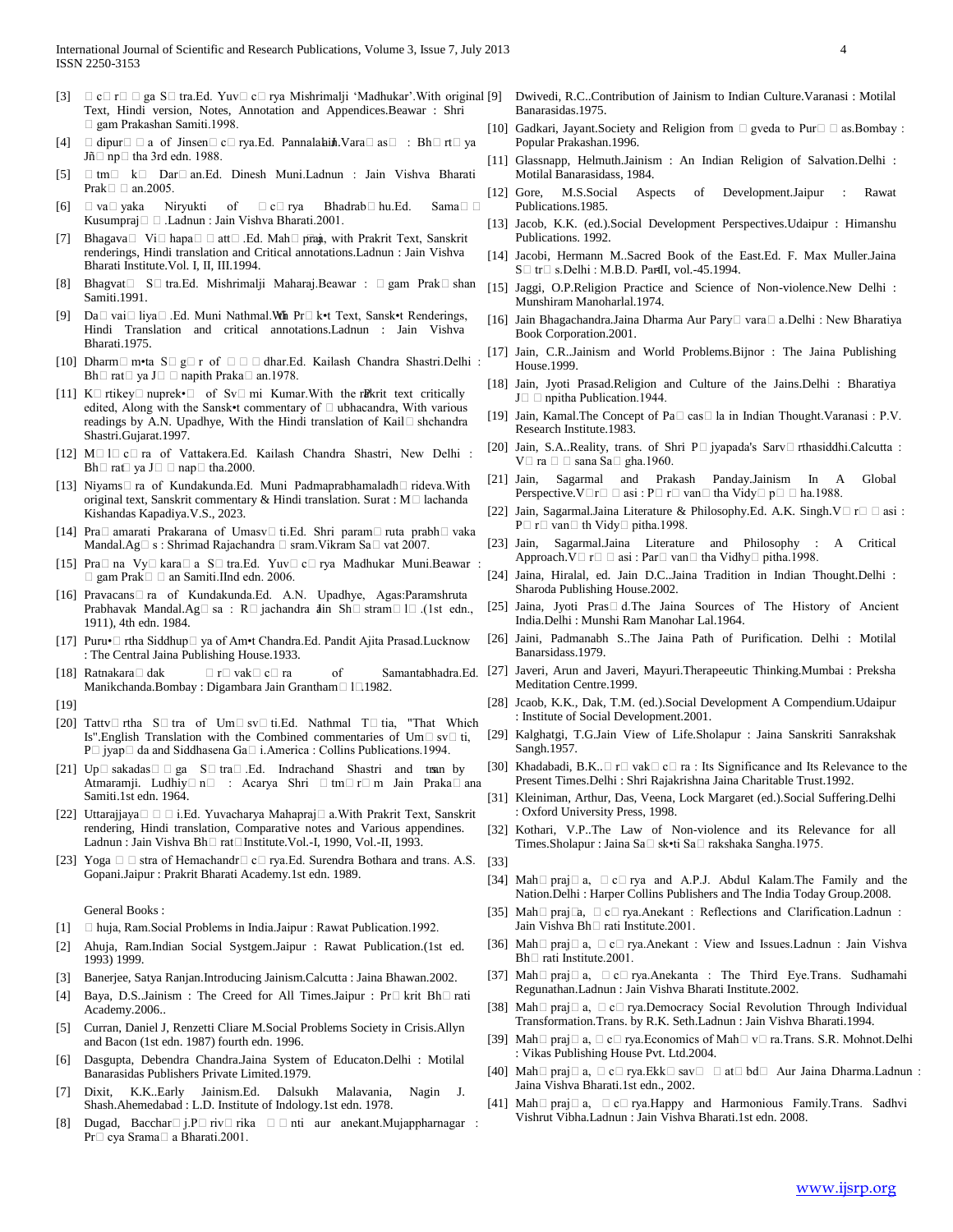[3] □ c□ r□ □ ga S□ tra.Ed. Yuv□ c□ rya Mishrimalji 'Madhukar'.With original Text, Hindi version, Notes, Annotation and Appendices.Beawar : Shri □ gam Prakashan Samiti.1998.

[4] □ dipur□ □ a of Jinsen□ c□ rya.Ed. Pannalal Jain.Vara□ as□ : Bh□ rt□ ya Jñ□ np□ tha 3rd edn. 1988.

[5] □ tm□ k□ Dar□ an.Ed. Dinesh Muni.Ladnun : Jain Vishva Bharati Prak□ □ an.2005.

[6] □ va□ yaka Niryukti of □ c□ rya Bhadrab□ hu.Ed. Sama□ □ Kusumpraj□ □ .Ladnun : Jain Vishva Bharati.2001.

[7] Bhagava□ Vi□ hapa□ □ att□ .Ed. Mah□ praj□ a, with Prakrit Text, Sanskrit renderings, Hindi translation and Critical annotations.Ladnun : Jain Vishva Bharati Institute.Vol. I, II, III.1994.

[8] Bhagvat□ S□ tra.Ed. Mishrimalji Maharaj.Beawar : □ gam Prak□ shan Samiti.1991.

[9] Da□ vai□ liya□ .Ed. Muni Nathmal.With Pr□ k•t Text, Sansk•t Renderings, Hindi Translation and critical annotations.Ladnun : Jain Vishva Bharati.1975.

[10] Dharm□ m•ta S□ g□ r of □ □ □ dhar.Ed. Kailash Chandra Shastri.Delhi : Bh□ rat□ ya J□ □ napith Praka□ an.1978.

[11] K□ rtikey□ nuprek•□ of Sv□ mi Kumar.With the Prakrit text critically edited, Along with the Sansk•t commentary of □ ubhacandra, With various readings by A.N. Upadhye, With the Hindi translation of Kail□ shchandra Shastri.Gujarat.1997.

[12] M□ l□ c□ ra of Vattakera.Ed. Kailash Chandra Shastri, New Delhi : Bh□ rat□ ya J□ □ nap□ tha.2000.

[13] Niyams□ ra of Kundakunda.Ed. Muni Padmaprabhamaladh□ rideva.With original text, Sanskrit commentary & Hindi translation. Surat : M□ lachanda Kishandas Kapadiya.V.S., 2023.

[14] Pra□ amarati Prakarana of Umasv□ ti.Ed. Shri param□ ruta prabh□ vaka Mandal.Ag□ s : Shrimad Rajachandra □ sram.Vikram Sa□ vat 2007.

[15] Pra□ na Vy□ kara□ a S□ tra.Ed. Yuv□ c□ rya Madhukar Muni.Beawar : □ gam Prak□ □ an Samiti.IInd edn. 2006.

[16] Pravacans□ ra of Kundakunda.Ed. A.N. Upadhye, Agas:Paramshruta Prabhavak Mandal.Ag□ sa : R□ jachandra Jain Sh□ stram□ l□ .(1st edn., 1911), 4th edn. 1984.

[17] Puru•□ rtha Siddhup□ ya of Am•t Chandra.Ed. Pandit Ajita Prasad.Lucknow : The Central Jaina Publishing House.1933.

[18] Ratnakara□ dak □ r□ vak□ c□ ra of Samantabhadra.Ed. Manikchanda.Bombay : Digambara Jain Grantham□ l□ .1982.

[19]

[20] Tattv□ rtha S□ tra of Um□ sv□ ti.Ed. Nathmal T□ tia, "That Which Is".English Translation with the Combined commentaries of Um□ sv□ ti, P□ jyap□ da and Siddhasena Ga□ i.America : Collins Publications.1994.

[21] Up□ sakadas□ □ ga S□ tra□ .Ed. Indrachand Shastri and trans. by Atmaramji. Ludhiy□ n□ : Acarya Shri □ tm□ r□ m Jain Praka□ ana Samiti.1st edn. 1964.

[22] Uttarajjaya□ □ □ i.Ed. Yuvacharya Mahapraj□ a.With Prakrit Text, Sanskrit rendering, Hindi translation, Comparative notes and Various appendines. Ladnun : Jain Vishva Bh□ rat□ Institute.Vol.-I, 1990, Vol.-II, 1993.

[23] Yoga □ □ stra of Hemachandr□ c□ rya.Ed. Surendra Bothara and trans. A.S. Gopani.Jaipur : Prakrit Bharati Academy.1st edn. 1989.

General Books :

[1] □ huja, Ram.Social Problems in India.Jaipur : Rawat Publication.1992.

[2] Ahuja, Ram.Indian Social Systgem.Jaipur : Rawat Publication.(1st ed. 1993) 1999.

[3] Banerjee, Satya Ranjan.Introducing Jainism.Calcutta : Jaina Bhawan.2002.

[4] Baya, D.S..Jainism : The Creed for All Times.Jaipur : Pr□ krit Bh□ rati Academy.2006..

[5] Curran, Daniel J, Renzetti Cliare M.Social Problems Society in Crisis.Allyn and Bacon (1st edn. 1987) fourth edn. 1996.

[6] Dasgupta, Debendra Chandra.Jaina System of Educaton.Delhi : Motilal Banarasidas Publishers Private Limited.1979.

[7] Dixit, K.K..Early Jainism.Ed. Dalsukh Malavania, Nagin J. Shash.Ahemedabad : L.D. Institute of Indology.1st edn. 1978.

[8] Dugad, Bacchar□ j.P□ riv□ rika □ □ nti aur anekant.Mujappharnagar : Pr□ cya Srama□ a Bharati.2001.

[9] Dwivedi, R.C..Contribution of Jainism to Indian Culture.Varanasi : Motilal Banarasidas.1975.

[10] Gadkari, Jayant.Society and Religion from □ gveda to Pur□ □ as.Bombay : Popular Prakashan.1996.

[11] Glassnapp, Helmuth.Jainism : An Indian Religion of Salvation.Delhi : Motilal Banarasidass, 1984.

[12] Gore, M.S.Social Aspects of Development.Jaipur : Rawat Publications.1985.

[13] Jacob, K.K. (ed.).Social Development Perspectives.Udaipur : Himanshu Publications. 1992.

[14] Jacobi, Hermann M..Sacred Book of the East.Ed. F. Max Muller.Jaina S□ tr□ s.Delhi : M.B.D. Part-II, vol.-45.1994.

[15] Jaggi, O.P.Religion Practice and Science of Non-violence.New Delhi : Munshiram Manoharlal.1974.

[16] Jain Bhagachandra.Jaina Dharma Aur Pary□ vara□ a.Delhi : New Bharatiya Book Corporation.2001.

[17] Jain, C.R..Jainism and World Problems.Bijnor : The Jaina Publishing House.1999.

[18] Jain, Jyoti Prasad.Religion and Culture of the Jains.Delhi : Bharatiya J□ □ npitha Publication.1944.

[19] Jain, Kamal.The Concept of Pa□ cas□ la in Indian Thought.Varanasi : P.V. Research Institute.1983.

[20] Jain, S.A..Reality, trans. of Shri P□ jyapada's Sarv□ rthasiddhi.Calcutta : V□ ra □ □ sana Sa□ gha.1960.

[21] Jain, Sagarmal and Prakash Panday.Jainism In A Global Perspective.V□ r□ □ asi : P□ r□ van□ tha Vidy□ p□ □ ha.1988.

[22] Jain, Sagarmal.Jaina Literature & Philosophy.Ed. A.K. Singh.V□ r□ □ asi : P□ r□ van□ th Vidy□ pitha.1998.

[23] Jain, Sagarmal.Jaina Literature and Philosophy : A Critical Approach.V□ r□ □ asi : Par□ van□ tha Vidhy□ pitha.1998.

[24] Jaina, Hiralal, ed. Jain D.C..Jaina Tradition in Indian Thought.Delhi : Sharoda Publishing House.2002.

[25] Jaina, Jyoti Pras□ d.The Jaina Sources of The History of Ancient India.Delhi : Munshi Ram Manohar Lal.1964.

[26] Jaini, Padmanabh S..The Jaina Path of Purification. Delhi : Motilal Banarsidass.1979.

[27] Javeri, Arun and Javeri, Mayuri.Therapeeutic Thinking.Mumbai : Preksha Meditation Centre.1999.

[28] Jcaob, K.K., Dak, T.M. (ed.).Social Development A Compendium.Udaipur : Institute of Social Development.2001.

[29] Kalghatgi, T.G.Jain View of Life.Sholapur : Jaina Sanskriti Sanrakshak Sangh.1957.

[30] Khadabadi, B.K..□ r□ vak□ c□ ra : Its Significance and Its Relevance to the Present Times.Delhi : Shri Rajakrishna Jaina Charitable Trust.1992.

[31] Kleiniman, Arthur, Das, Veena, Lock Margaret (ed.).Social Suffering.Delhi : Oxford University Press, 1998.

[32] Kothari, V.P..The Law of Non-violence and its Relevance for all Times.Sholapur : Jaina Sa□ sk•ti Sa□ rakshaka Sangha.1975.

[33]

[34] Mah□ praj□ a, □ c□ rya and A.P.J. Abdul Kalam.The Family and the Nation.Delhi : Harper Collins Publishers and The India Today Group.2008.

[35] Mah□ praj□ a, □ c□ rya.Anekant : Reflections and Clarification.Ladnun : Jain Vishva Bh□ rati Institute.2001.

[36] Mah□ praj□ a, □ c□ rya.Anekant : View and Issues.Ladnun : Jain Vishva Bh□ rati Institute.2001.

[37] Mah□ praj□ a, □ c□ rya.Anekanta : The Third Eye.Trans. Sudhamahi Regunathan.Ladnun : Jain Vishva Bharati Institute.2002.

[38] Mah□ praj□ a, □ c□ rya.Democracy Social Revolution Through Individual Transformation.Trans. by R.K. Seth.Ladnun : Jain Vishva Bharati.1994.

[39] Mah□ praj□ a, □ c□ rya.Economics of Mah□ v□ ra.Trans. S.R. Mohnot.Delhi : Vikas Publishing House Pvt. Ltd.2004.

[40] Mah□ praj□ a, □ c□ rya.Ekk□ sav□ □ at□ bd□ Aur Jaina Dharma.Ladnun : Jaina Vishva Bharati.1st edn., 2002.

[41] Mah□ praj□ a, □ c□ rya.Happy and Harmonious Family.Trans. Sadhvi Vishrut Vibha.Ladnun : Jain Vishva Bharati.1st edn. 2008.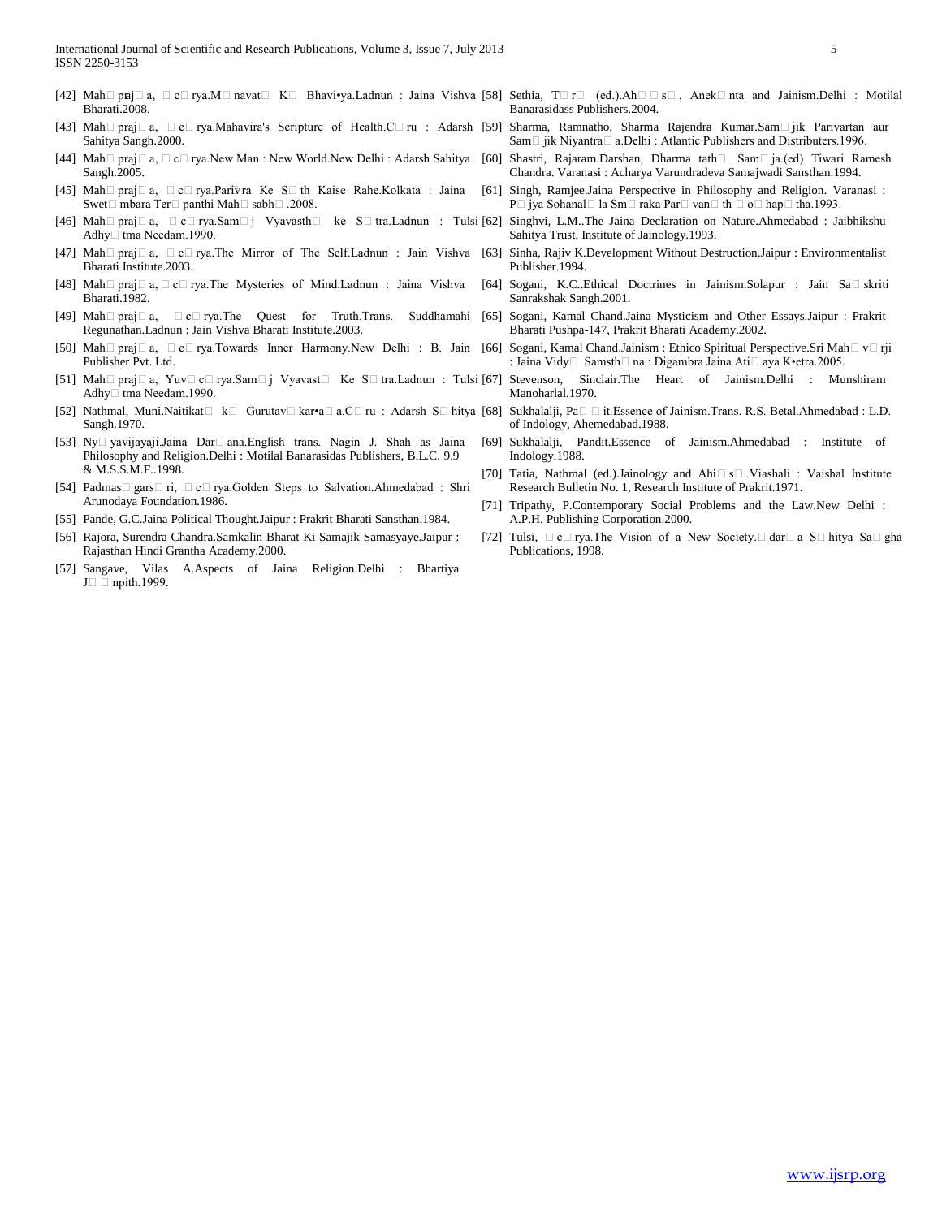[42] Mah□ pвj□ a, □ c□ rya.M□ navat□ K□ Bhavi•ya.Ladnun : Jaina Vishva Bharati.2008.

[43] Mah□ praj□ a, □ c□ rya.Mahavira's Scripture of Health.C□ ru : Adarsh Sahitya Sangh.2000.

[44] Mah□ praj□ a, □ c□ rya.New Man : New World.New Delhi : Adarsh Sahitya Sangh.2005.

[45] Mah□ praj□ a, □ c□ rya.Parivra Ke S□ th Kaise Rahe.Kolkata : Jaina Swet□ mbara Ter□ panthi Mah□ sabh□ .2008.

[46] Mah□ praj□ a, □ c□ rya.Sam□ j Vyavasth□ ke S□ tra.Ladnun : Tulsi Adhy□ tma Needam.1990.

[47] Mah□ praj□ a, □ c□ rya.The Mirror of The Self.Ladnun : Jain Vishva Bharati Institute.2003.

[48] Mah□ praj□ a, □ c□ rya.The Mysteries of Mind.Ladnun : Jaina Vishva Bharati.1982.

[49] Mah□ praj□ a, □ c□ rya.The Quest for Truth.Trans. Suddhamahi Regunathan.Ladnun : Jain Vishva Bharati Institute.2003.

[50] Mah□ praj□ a, □ c□ rya.Towards Inner Harmony.New Delhi : B. Jain Publisher Pvt. Ltd.

[51] Mah□ praj□ a, Yuv□ c□ rya.Sam□ j Vyavast□ Ke S□ tra.Ladnun : Tulsi Adhy□ tma Needam.1990.

[52] Nathmal, Muni.Naitikat□ k□ Gurutav□ kar•a□ a.C□ ru : Adarsh S□ hitya Sangh.1970.

[53] Ny□ yavijayaji.Jaina Dar□ ana.English trans. Nagin J. Shah as Jaina Philosophy and Religion.Delhi : Motilal Banarasidas Publishers, B.L.C. 9.9 & M.S.S.M.F..1998.

[54] Padmas□ gars□ ri, □ c□ rya.Golden Steps to Salvation.Ahmedabad : Shri Arunodaya Foundation.1986.

[55] Pande, G.C.Jaina Political Thought.Jaipur : Prakrit Bharati Sansthan.1984.

[56] Rajora, Surendra Chandra.Samkalin Bharat Ki Samajik Samasyaye.Jaipur : Rajasthan Hindi Grantha Academy.2000.

[57] Sangave, Vilas A.Aspects of Jaina Religion.Delhi : Bhartiya J□ □ npith.1999.

[58] Sethia, T□ r□ (ed.).Ah□ □ s□ , Anek□ nta and Jainism.Delhi : Motilal Banarasidass Publishers.2004.

[59] Sharma, Ramnatho, Sharma Rajendra Kumar.Sam□ jik Parivartan aur Sam□ jik Niyantra□ a.Delhi : Atlantic Publishers and Distributers.1996.

[60] Shastri, Rajaram.Darshan, Dharma tath□ Sam□ ja.(ed) Tiwari Ramesh Chandra. Varanasi : Acharya Varundradeva Samajwadi Sansthan.1994.

[61] Singh, Ramjee.Jaina Perspective in Philosophy and Religion. Varanasi : P□ jya Sohanal□ la Sm□ raka Par□ van□ th □ o□ hap□ tha.1993.

[62] Singhvi, L.M..The Jaina Declaration on Nature.Ahmedabad : Jaibhikshu Sahitya Trust, Institute of Jainology.1993.

[63] Sinha, Rajiv K.Development Without Destruction.Jaipur : Environmentalist Publisher.1994.

[64] Sogani, K.C..Ethical Doctrines in Jainism.Solapur : Jain Sa□ skriti Sanrakshak Sangh.2001.

[65] Sogani, Kamal Chand.Jaina Mysticism and Other Essays.Jaipur : Prakrit Bharati Pushpa-147, Prakrit Bharati Academy.2002.

[66] Sogani, Kamal Chand.Jainism : Ethico Spiritual Perspective.Sri Mah□ v□ rji : Jaina Vidy□ Samsth□ na : Digambra Jaina Ati□ aya K•etra.2005.

[67] Stevenson, Sinclair.The Heart of Jainism.Delhi : Munshiram Manoharlal.1970.

[68] Sukhalalji, Pa□ □ it.Essence of Jainism.Trans. R.S. Betal.Ahmedabad : L.D. of Indology, Ahemedabad.1988.

[69] Sukhalalji, Pandit.Essence of Jainism.Ahmedabad : Institute of Indology.1988.

[70] Tatia, Nathmal (ed.).Jainology and Ahi□ s□ .Viashali : Vaishal Institute Research Bulletin No. 1, Research Institute of Prakrit.1971.

[71] Tripathy, P.Contemporary Social Problems and the Law.New Delhi : A.P.H. Publishing Corporation.2000.

[72] Tulsi, □ c□ rya.The Vision of a New Society.□ dar□ a S□ hitya Sa□ gha Publications, 1998.